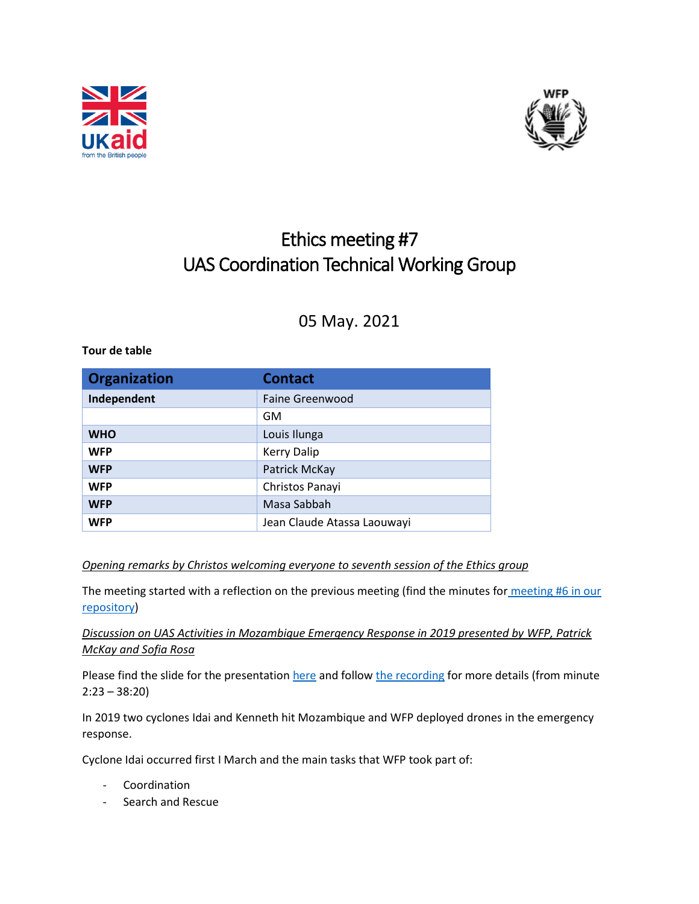# Ethics meeting #7
# UAS Coordination Technical Working Group

05 May. 2021

**Tour de table**

| Organization | Contact |
|---|---|
| **Independent** | Faine Greenwood |
| | GM |
| **WHO** | Louis Ilunga |
| **WFP** | Kerry Dalip |
| **WFP** | Patrick McKay |
| **WFP** | Christos Panayi |
| **WFP** | Masa Sabbah |
| **WFP** | Jean Claude Atassa Laouwayi |

*Opening remarks by Christos welcoming everyone to seventh session of the Ethics group*

The meeting started with a reflection on the previous meeting (find the minutes for meeting #6 in our repository)

*Discussion on UAS Activities in Mozambique Emergency Response in 2019 presented by WFP, Patrick McKay and Sofia Rosa*

Please find the slide for the presentation here and follow the recording for more details (from minute 2:23 – 38:20)

In 2019 two cyclones Idai and Kenneth hit Mozambique and WFP deployed drones in the emergency response.

Cyclone Idai occurred first I March and the main tasks that WFP took part of:

- Coordination
- Search and Rescue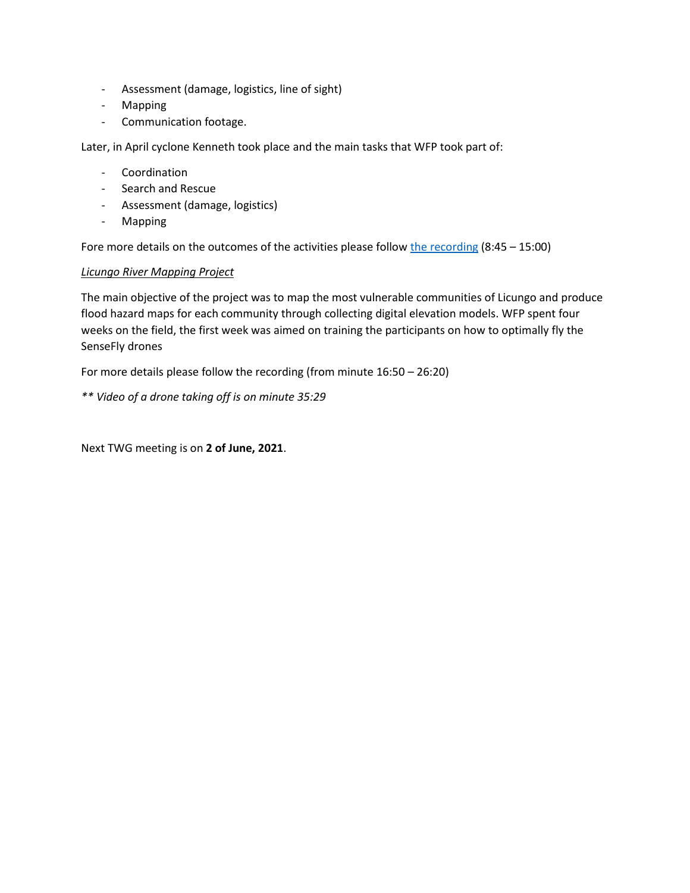- Assessment (damage, logistics, line of sight)
- Mapping
- Communication footage.

Later, in April cyclone Kenneth took place and the main tasks that WFP took part of:

- Coordination
- Search and Rescue
- Assessment (damage, logistics)
- Mapping

Fore more details on the outcomes of the activities please follow the recording (8:45 – 15:00)

*Licungo River Mapping Project*

The main objective of the project was to map the most vulnerable communities of Licungo and produce flood hazard maps for each community through collecting digital elevation models. WFP spent four weeks on the field, the first week was aimed on training the participants on how to optimally fly the SenseFly drones

For more details please follow the recording (from minute 16:50 – 26:20)

*** Video of a drone taking off is on minute 35:29*

Next TWG meeting is on **2 of June, 2021**.